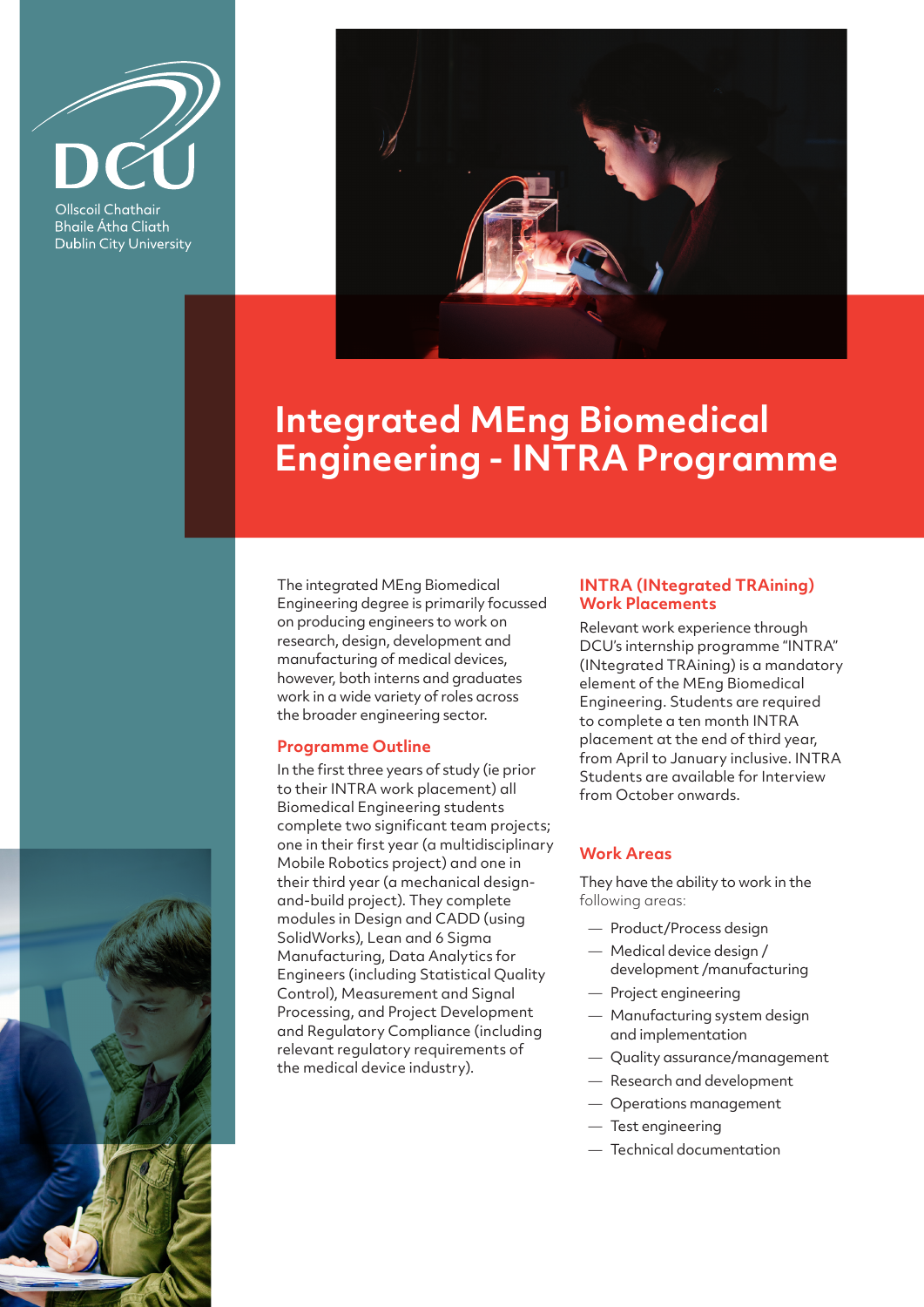Ollscoil Chathair Bhaile Átha Cliath
Dublin City University

# Integrated MEng Biomedical Engineering - INTRA Programme

The integrated MEng Biomedical Engineering degree is primarily focussed on producing engineers to work on research, design, development and manufacturing of medical devices, however, both interns and graduates work in a wide variety of roles across the broader engineering sector.

## Programme Outline

In the first three years of study (ie prior to their INTRA work placement) all Biomedical Engineering students complete two significant team projects; one in their first year (a multidisciplinary Mobile Robotics project) and one in their third year (a mechanical design-and-build project). They complete modules in Design and CADD (using SolidWorks), Lean and 6 Sigma Manufacturing, Data Analytics for Engineers (including Statistical Quality Control), Measurement and Signal Processing, and Project Development and Regulatory Compliance (including relevant regulatory requirements of the medical device industry).

## INTRA (INtegrated TRAining) Work Placements

Relevant work experience through DCU's internship programme "INTRA" (INtegrated TRAining) is a mandatory element of the MEng Biomedical Engineering. Students are required to complete a ten month INTRA placement at the end of third year, from April to January inclusive. INTRA Students are available for Interview from October onwards.

## Work Areas

They have the ability to work in the following areas:

- Product/Process design
- Medical device design / development /manufacturing
- Project engineering
- Manufacturing system design and implementation
- Quality assurance/management
- Research and development
- Operations management
- Test engineering
- Technical documentation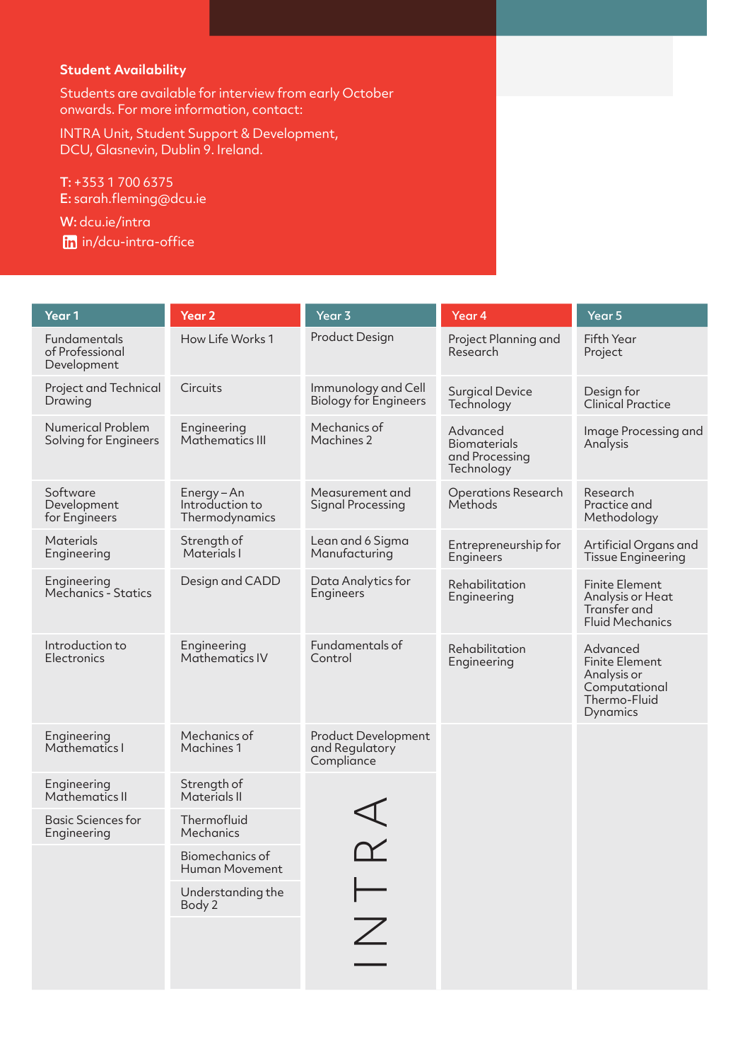### Student Availability

Students are available for interview from early October onwards. For more information, contact:

INTRA Unit, Student Support & Development,
DCU, Glasnevin, Dublin 9. Ireland.

**T:** +353 1 700 6375
**E:** sarah.fleming@dcu.ie
**W:** dcu.ie/intra
in/dcu-intra-office

| Year 1 | Year 2 | Year 3 | Year 4 | Year 5 |
|---|---|---|---|---|
| Fundamentals of Professional Development | How Life Works 1 | Product Design | Project Planning and Research | Fifth Year Project |
| Project and Technical Drawing | Circuits | Immunology and Cell Biology for Engineers | Surgical Device Technology | Design for Clinical Practice |
| Numerical Problem Solving for Engineers | Engineering Mathematics III | Mechanics of Machines 2 | Advanced Biomaterials and Processing Technology | Image Processing and Analysis |
| Software Development for Engineers | Energy – An Introduction to Thermodynamics | Measurement and Signal Processing | Operations Research Methods | Research Practice and Methodology |
| Materials Engineering | Strength of Materials I | Lean and 6 Sigma Manufacturing | Entrepreneurship for Engineers | Artificial Organs and Tissue Engineering |
| Engineering Mechanics - Statics | Design and CADD | Data Analytics for Engineers | Rehabilitation Engineering | Finite Element Analysis or Heat Transfer and Fluid Mechanics |
| Introduction to Electronics | Engineering Mathematics IV | Fundamentals of Control | Rehabilitation Engineering | Advanced Finite Element Analysis or Computational Thermo-Fluid Dynamics |
| Engineering Mathematics I | Mechanics of Machines 1 | Product Development and Regulatory Compliance | | |
| Engineering Mathematics II | Strength of Materials II | INTRA | | |
| Basic Sciences for Engineering | Thermofluid Mechanics | | | |
| | Biomechanics of Human Movement | | | |
| | Understanding the Body 2 | | | |